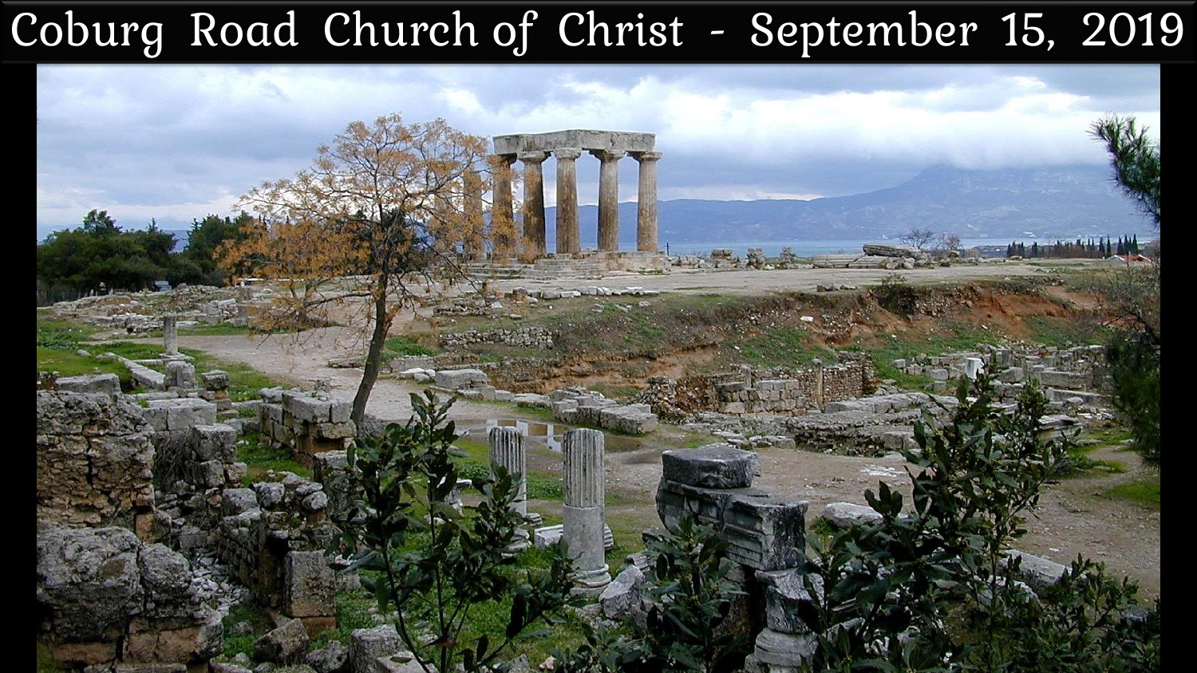# Coburg Road Church of Christ - September 15, 2019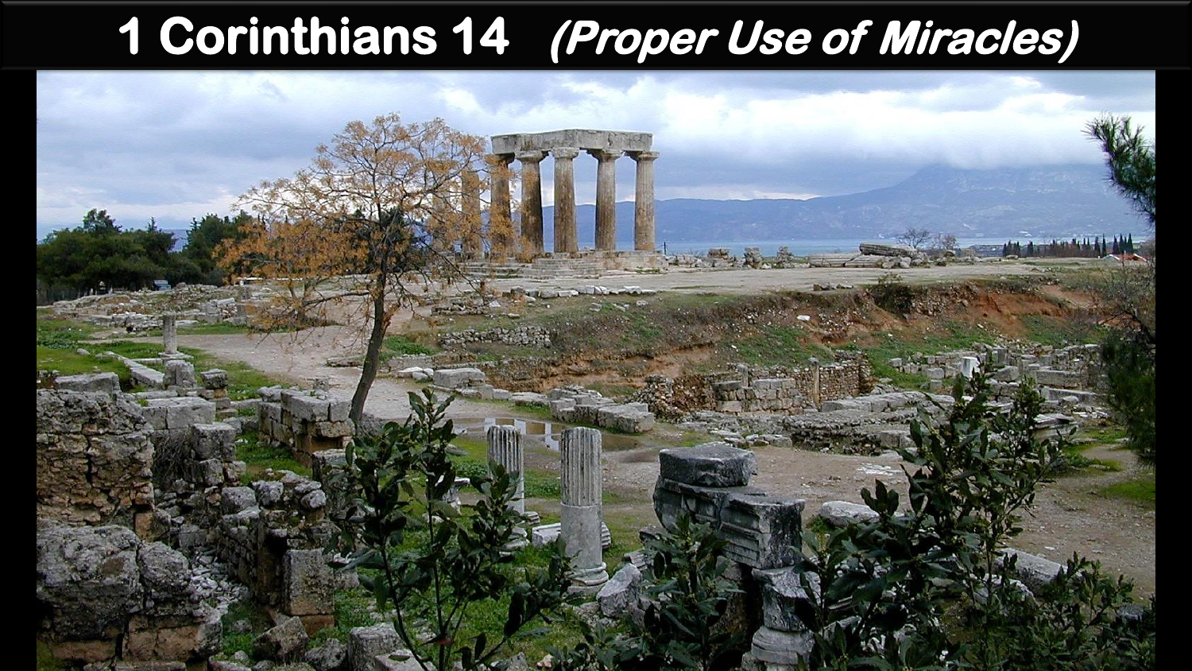# 1 Corinthians 14 *(Proper Use of Miracles)*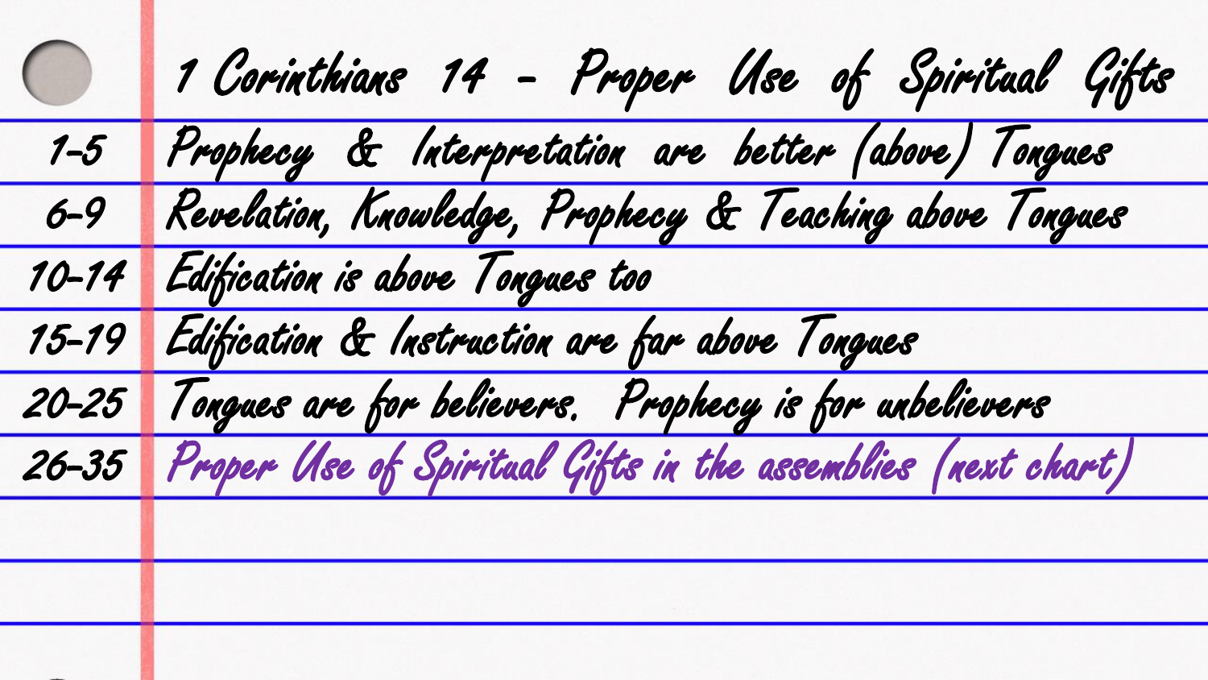# 1 Corinthians 14 - Proper Use of Spiritual Gifts

| | |
|---|---|
| 1-5 | Prophecy & Interpretation are better (above) Tongues |
| 6-9 | Revelation, Knowledge, Prophecy & Teaching above Tongues |
| 10-14 | Edification is above Tongues too |
| 15-19 | Edification & Instruction are far above Tongues |
| 20-25 | Tongues are for believers. Prophecy is for unbelievers |
| 26-35 | Proper Use of Spiritual Gifts in the assemblies (next chart) |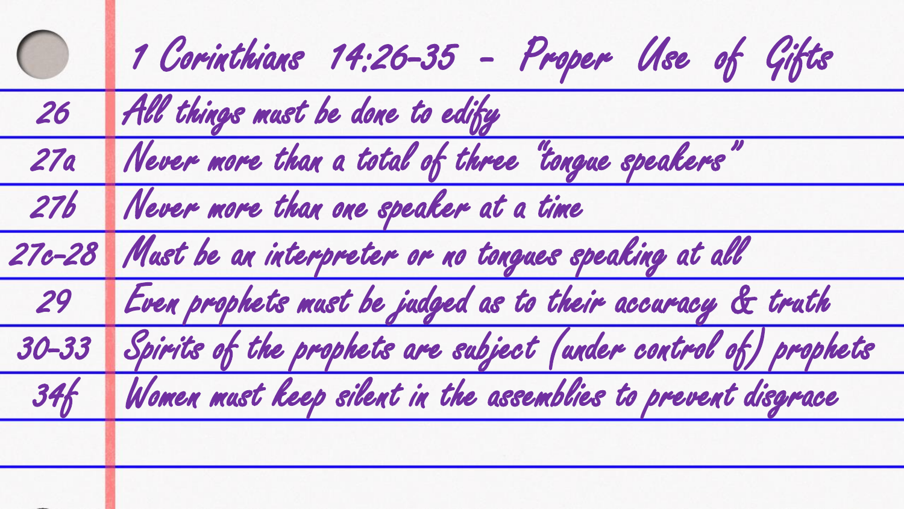# 1 Corinthians 14:26-35 - Proper Use of Gifts

| | |
|---|---|
| 26 | All things must be done to edify |
| 27a | Never more than a total of three "tongue speakers" |
| 27b | Never more than one speaker at a time |
| 27c-28 | Must be an interpreter or no tongues speaking at all |
| 29 | Even prophets must be judged as to their accuracy & truth |
| 30-33 | Spirits of the prophets are subject (under control of) prophets |
| 34f | Women must keep silent in the assemblies to prevent disgrace |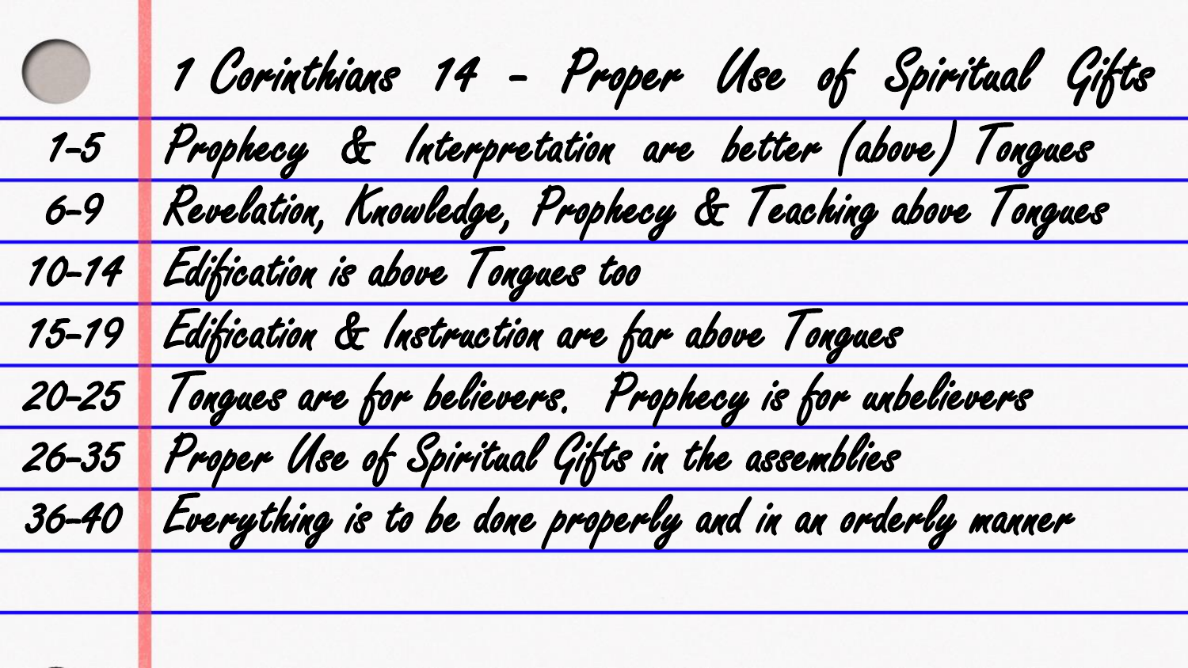# 1 Corinthians 14 - Proper Use of Spiritual Gifts

| | |
|---|---|
| 1-5 | Prophecy & Interpretation are better (above) Tongues |
| 6-9 | Revelation, Knowledge, Prophecy & Teaching above Tongues |
| 10-14 | Edification is above Tongues too |
| 15-19 | Edification & Instruction are far above Tongues |
| 20-25 | Tongues are for believers. Prophecy is for unbelievers |
| 26-35 | Proper Use of Spiritual Gifts in the assemblies |
| 36-40 | Everything is to be done properly and in an orderly manner |